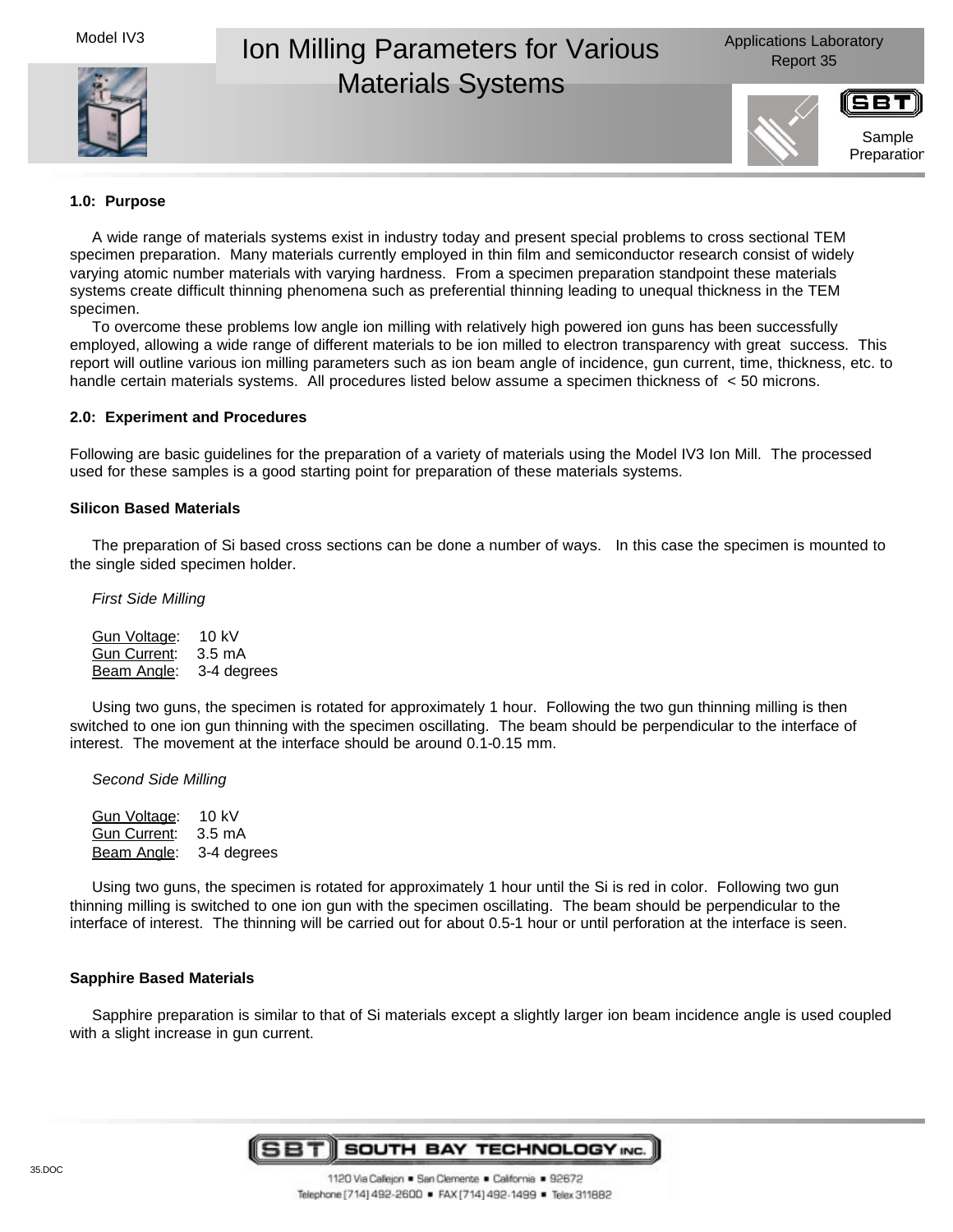Model IV3

# Ion Milling Parameters for Various Materials Systems

Applications Laboratory Report 35

Sample Preparation

## 1.0: Purpose

A wide range of materials systems exist in industry today and present special problems to cross sectional TEM specimen preparation. Many materials currently employed in thin film and semiconductor research consist of widely varying atomic number materials with varying hardness. From a specimen preparation standpoint these materials systems create difficult thinning phenomena such as preferential thinning leading to unequal thickness in the TEM specimen.

To overcome these problems low angle ion milling with relatively high powered ion guns has been successfully employed, allowing a wide range of different materials to be ion milled to electron transparency with great success. This report will outline various ion milling parameters such as ion beam angle of incidence, gun current, time, thickness, etc. to handle certain materials systems. All procedures listed below assume a specimen thickness of < 50 microns.

## 2.0: Experiment and Procedures

Following are basic guidelines for the preparation of a variety of materials using the Model IV3 Ion Mill. The processed used for these samples is a good starting point for preparation of these materials systems.

### Silicon Based Materials

The preparation of Si based cross sections can be done a number of ways. In this case the specimen is mounted to the single sided specimen holder.

*First Side Milling*

Gun Voltage: 10 kV
Gun Current: 3.5 mA
Beam Angle: 3-4 degrees

Using two guns, the specimen is rotated for approximately 1 hour. Following the two gun thinning milling is then switched to one ion gun thinning with the specimen oscillating. The beam should be perpendicular to the interface of interest. The movement at the interface should be around 0.1-0.15 mm.

*Second Side Milling*

Gun Voltage: 10 kV
Gun Current: 3.5 mA
Beam Angle: 3-4 degrees

Using two guns, the specimen is rotated for approximately 1 hour until the Si is red in color. Following two gun thinning milling is switched to one ion gun with the specimen oscillating. The beam should be perpendicular to the interface of interest. The thinning will be carried out for about 0.5-1 hour or until perforation at the interface is seen.

### Sapphire Based Materials

Sapphire preparation is similar to that of Si materials except a slightly larger ion beam incidence angle is used coupled with a slight increase in gun current.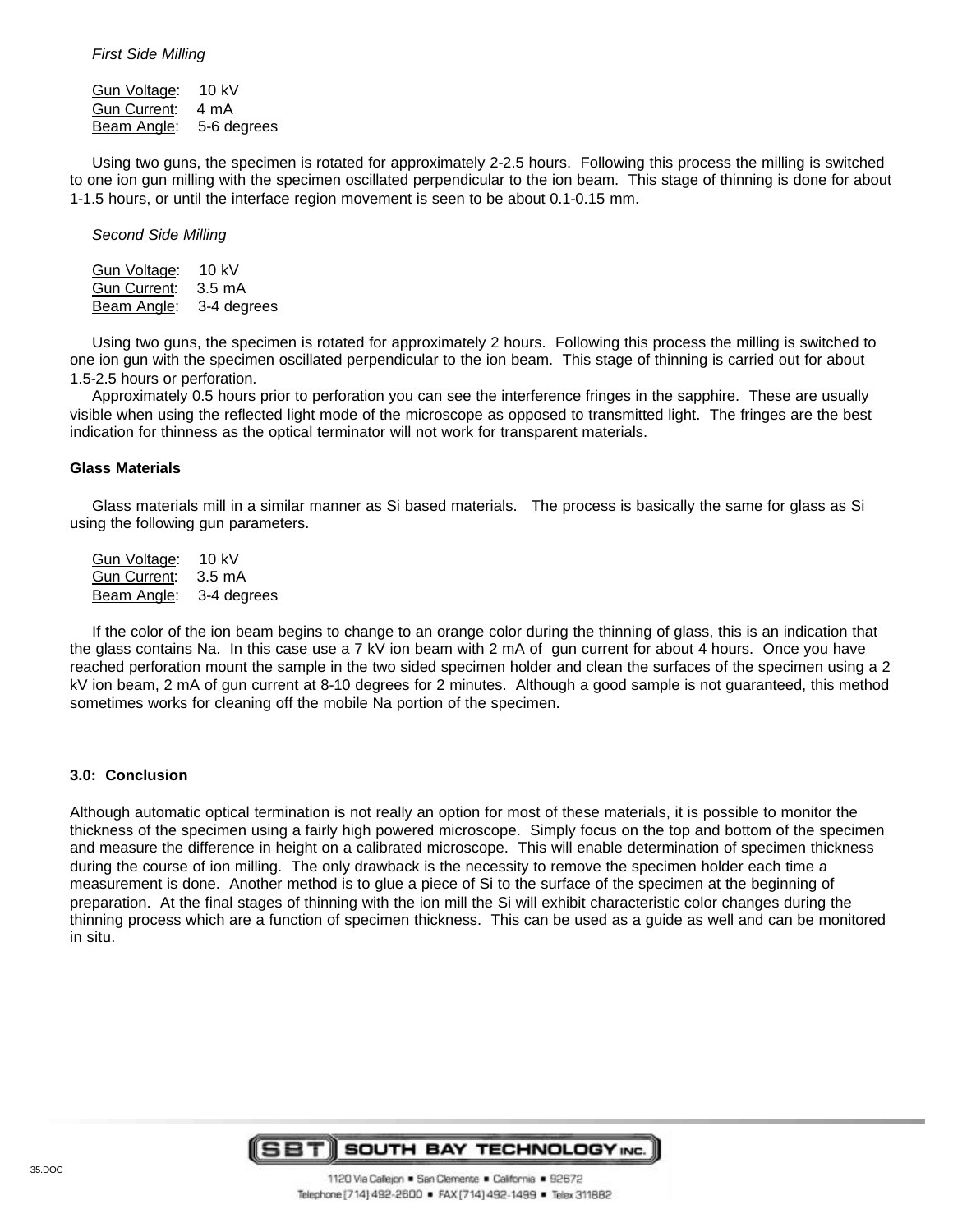*First Side Milling*

Gun Voltage: 10 kV
Gun Current: 4 mA
Beam Angle: 5-6 degrees

Using two guns, the specimen is rotated for approximately 2-2.5 hours. Following this process the milling is switched to one ion gun milling with the specimen oscillated perpendicular to the ion beam. This stage of thinning is done for about 1-1.5 hours, or until the interface region movement is seen to be about 0.1-0.15 mm.

*Second Side Milling*

Gun Voltage: 10 kV
Gun Current: 3.5 mA
Beam Angle: 3-4 degrees

Using two guns, the specimen is rotated for approximately 2 hours. Following this process the milling is switched to one ion gun with the specimen oscillated perpendicular to the ion beam. This stage of thinning is carried out for about 1.5-2.5 hours or perforation.

Approximately 0.5 hours prior to perforation you can see the interference fringes in the sapphire. These are usually visible when using the reflected light mode of the microscope as opposed to transmitted light. The fringes are the best indication for thinness as the optical terminator will not work for transparent materials.

**Glass Materials**

Glass materials mill in a similar manner as Si based materials. The process is basically the same for glass as Si using the following gun parameters.

Gun Voltage: 10 kV
Gun Current: 3.5 mA
Beam Angle: 3-4 degrees

If the color of the ion beam begins to change to an orange color during the thinning of glass, this is an indication that the glass contains Na. In this case use a 7 kV ion beam with 2 mA of gun current for about 4 hours. Once you have reached perforation mount the sample in the two sided specimen holder and clean the surfaces of the specimen using a 2 kV ion beam, 2 mA of gun current at 8-10 degrees for 2 minutes. Although a good sample is not guaranteed, this method sometimes works for cleaning off the mobile Na portion of the specimen.

**3.0: Conclusion**

Although automatic optical termination is not really an option for most of these materials, it is possible to monitor the thickness of the specimen using a fairly high powered microscope. Simply focus on the top and bottom of the specimen and measure the difference in height on a calibrated microscope. This will enable determination of specimen thickness during the course of ion milling. The only drawback is the necessity to remove the specimen holder each time a measurement is done. Another method is to glue a piece of Si to the surface of the specimen at the beginning of preparation. At the final stages of thinning with the ion mill the Si will exhibit characteristic color changes during the thinning process which are a function of specimen thickness. This can be used as a guide as well and can be monitored in situ.